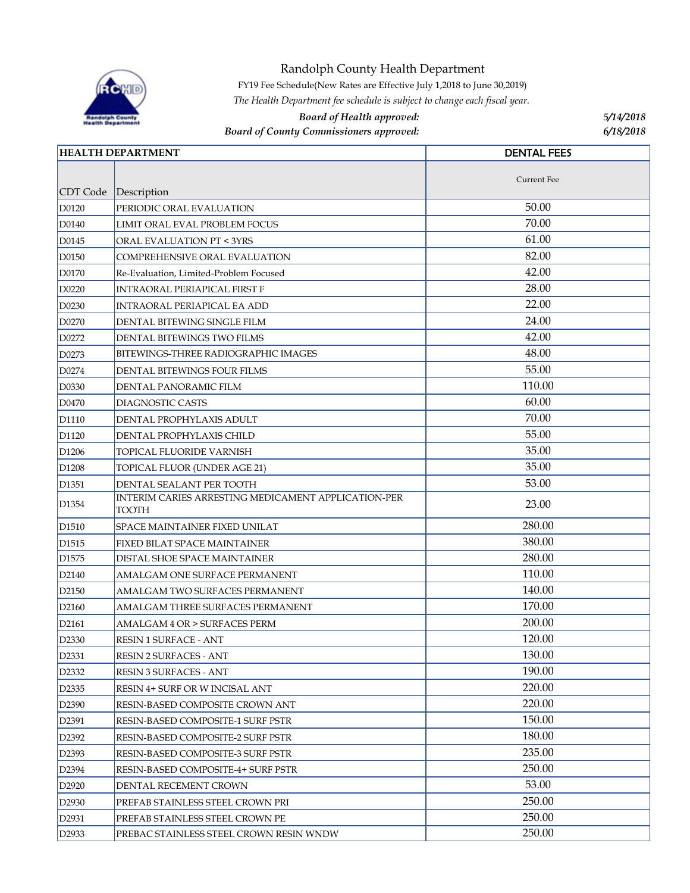# Randolph County Health Department

FY19 Fee Schedule(New Rates are Effective July 1,2018 to June 30,2019)

*The Health Department fee schedule is subject to change each fiscal year.*

***Board of Health approved:*** *5/14/2018*

***Board of County Commissioners approved:*** *6/18/2018*

| **HEALTH DEPARTMENT** | | **DENTAL FEES** |
|---|---|---|
| CDT Code | Description | Current Fee |
| D0120 | PERIODIC ORAL EVALUATION | 50.00 |
| D0140 | LIMIT ORAL EVAL PROBLEM FOCUS | 70.00 |
| D0145 | ORAL EVALUATION PT < 3YRS | 61.00 |
| D0150 | COMPREHENSIVE ORAL EVALUATION | 82.00 |
| D0170 | Re-Evaluation, Limited-Problem Focused | 42.00 |
| D0220 | INTRAORAL PERIAPICAL FIRST F | 28.00 |
| D0230 | INTRAORAL PERIAPICAL EA ADD | 22.00 |
| D0270 | DENTAL BITEWING SINGLE FILM | 24.00 |
| D0272 | DENTAL BITEWINGS TWO FILMS | 42.00 |
| D0273 | BITEWINGS-THREE RADIOGRAPHIC IMAGES | 48.00 |
| D0274 | DENTAL BITEWINGS FOUR FILMS | 55.00 |
| D0330 | DENTAL PANORAMIC FILM | 110.00 |
| D0470 | DIAGNOSTIC CASTS | 60.00 |
| D1110 | DENTAL PROPHYLAXIS ADULT | 70.00 |
| D1120 | DENTAL PROPHYLAXIS CHILD | 55.00 |
| D1206 | TOPICAL FLUORIDE VARNISH | 35.00 |
| D1208 | TOPICAL FLUOR (UNDER AGE 21) | 35.00 |
| D1351 | DENTAL SEALANT PER TOOTH | 53.00 |
| D1354 | INTERIM CARIES ARRESTING MEDICAMENT APPLICATION-PER TOOTH | 23.00 |
| D1510 | SPACE MAINTAINER FIXED UNILAT | 280.00 |
| D1515 | FIXED BILAT SPACE MAINTAINER | 380.00 |
| D1575 | DISTAL SHOE SPACE MAINTAINER | 280.00 |
| D2140 | AMALGAM ONE SURFACE PERMANENT | 110.00 |
| D2150 | AMALGAM TWO SURFACES PERMANENT | 140.00 |
| D2160 | AMALGAM THREE SURFACES PERMANENT | 170.00 |
| D2161 | AMALGAM 4 OR > SURFACES PERM | 200.00 |
| D2330 | RESIN 1 SURFACE - ANT | 120.00 |
| D2331 | RESIN 2 SURFACES - ANT | 130.00 |
| D2332 | RESIN 3 SURFACES - ANT | 190.00 |
| D2335 | RESIN 4+ SURF OR W INCISAL ANT | 220.00 |
| D2390 | RESIN-BASED COMPOSITE CROWN ANT | 220.00 |
| D2391 | RESIN-BASED COMPOSITE-1 SURF PSTR | 150.00 |
| D2392 | RESIN-BASED COMPOSITE-2 SURF PSTR | 180.00 |
| D2393 | RESIN-BASED COMPOSITE-3 SURF PSTR | 235.00 |
| D2394 | RESIN-BASED COMPOSITE-4+ SURF PSTR | 250.00 |
| D2920 | DENTAL RECEMENT CROWN | 53.00 |
| D2930 | PREFAB STAINLESS STEEL CROWN PRI | 250.00 |
| D2931 | PREFAB STAINLESS STEEL CROWN PE | 250.00 |
| D2933 | PREBAC STAINLESS STEEL CROWN RESIN WNDW | 250.00 |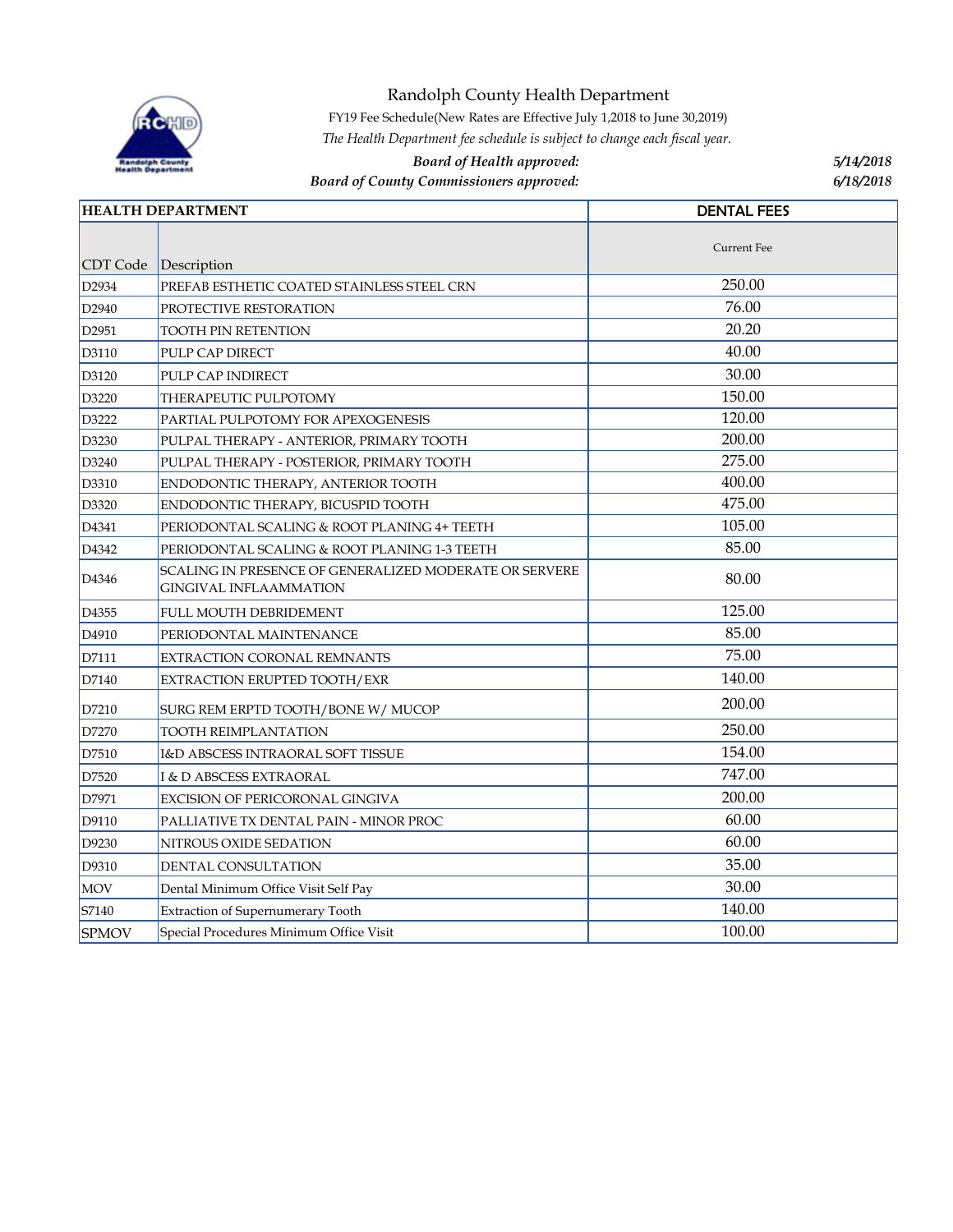Randolph County Health Department

FY19 Fee Schedule(New Rates are Effective July 1,2018 to June 30,2019)

*The Health Department fee schedule is subject to change each fiscal year.*

***Board of Health approved:*** ***5/14/2018***

***Board of County Commissioners approved:*** ***6/18/2018***

| HEALTH DEPARTMENT | | DENTAL FEES |
|---|---|---|
| CDT Code | Description | Current Fee |
| D2934 | PREFAB ESTHETIC COATED STAINLESS STEEL CRN | 250.00 |
| D2940 | PROTECTIVE RESTORATION | 76.00 |
| D2951 | TOOTH PIN RETENTION | 20.20 |
| D3110 | PULP CAP DIRECT | 40.00 |
| D3120 | PULP CAP INDIRECT | 30.00 |
| D3220 | THERAPEUTIC PULPOTOMY | 150.00 |
| D3222 | PARTIAL PULPOTOMY FOR APEXOGENESIS | 120.00 |
| D3230 | PULPAL THERAPY - ANTERIOR, PRIMARY TOOTH | 200.00 |
| D3240 | PULPAL THERAPY - POSTERIOR, PRIMARY TOOTH | 275.00 |
| D3310 | ENDODONTIC THERAPY, ANTERIOR TOOTH | 400.00 |
| D3320 | ENDODONTIC THERAPY, BICUSPID TOOTH | 475.00 |
| D4341 | PERIODONTAL SCALING & ROOT PLANING 4+ TEETH | 105.00 |
| D4342 | PERIODONTAL SCALING & ROOT PLANING 1-3 TEETH | 85.00 |
| D4346 | SCALING IN PRESENCE OF GENERALIZED MODERATE OR SERVERE GINGIVAL INFLAAMMATION | 80.00 |
| D4355 | FULL MOUTH DEBRIDEMENT | 125.00 |
| D4910 | PERIODONTAL MAINTENANCE | 85.00 |
| D7111 | EXTRACTION CORONAL REMNANTS | 75.00 |
| D7140 | EXTRACTION ERUPTED TOOTH/EXR | 140.00 |
| D7210 | SURG REM ERPTD TOOTH/BONE W/ MUCOP | 200.00 |
| D7270 | TOOTH REIMPLANTATION | 250.00 |
| D7510 | I&D ABSCESS INTRAORAL SOFT TISSUE | 154.00 |
| D7520 | I & D ABSCESS EXTRAORAL | 747.00 |
| D7971 | EXCISION OF PERICORONAL GINGIVA | 200.00 |
| D9110 | PALLIATIVE TX DENTAL PAIN - MINOR PROC | 60.00 |
| D9230 | NITROUS OXIDE SEDATION | 60.00 |
| D9310 | DENTAL CONSULTATION | 35.00 |
| MOV | Dental Minimum Office Visit Self Pay | 30.00 |
| S7140 | Extraction of Supernumerary Tooth | 140.00 |
| SPMOV | Special Procedures Minimum Office Visit | 100.00 |